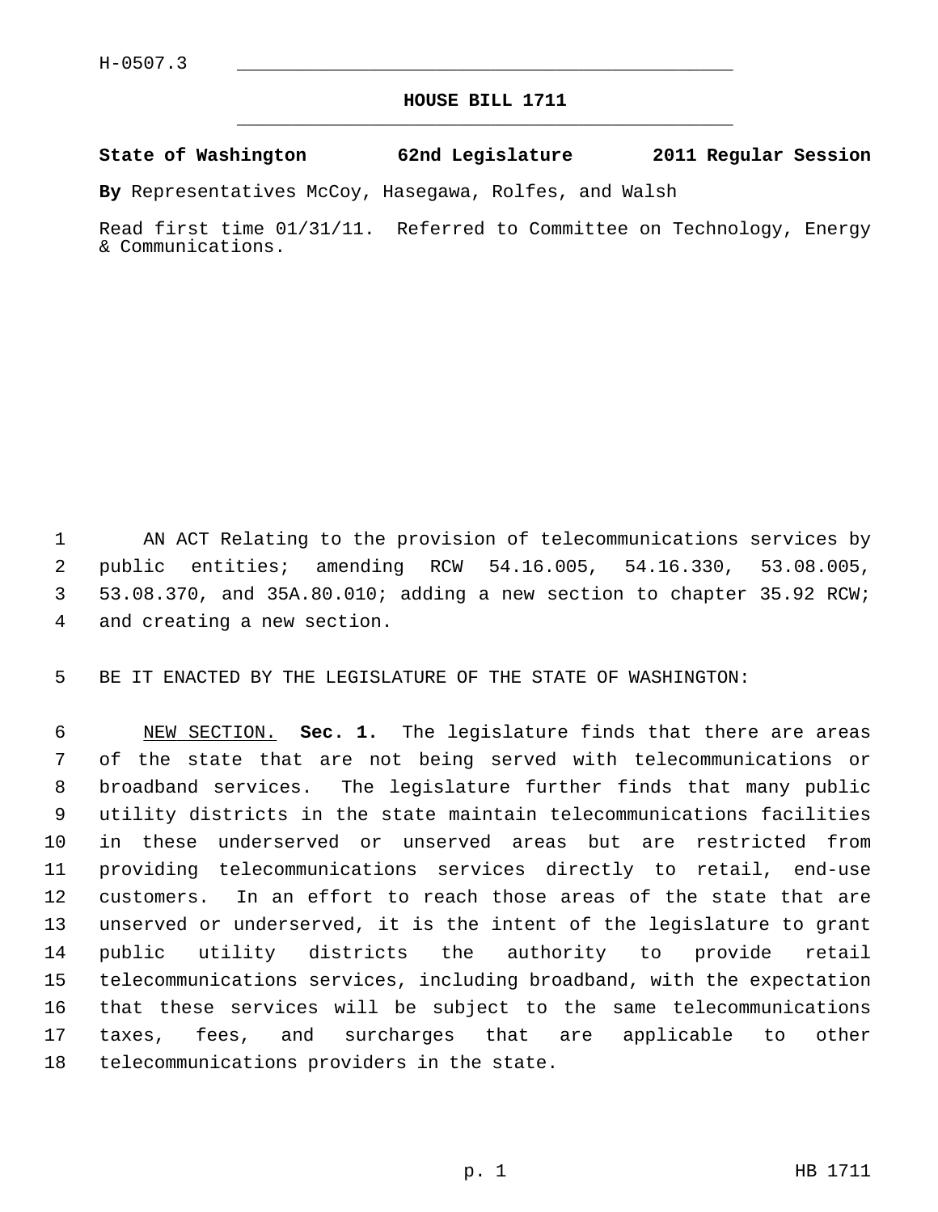H-0507.3

# HOUSE BILL 1711

**State of Washington 62nd Legislature 2011 Regular Session**

**By** Representatives McCoy, Hasegawa, Rolfes, and Walsh

Read first time 01/31/11. Referred to Committee on Technology, Energy & Communications.

AN ACT Relating to the provision of telecommunications services by public entities; amending RCW 54.16.005, 54.16.330, 53.08.005, 53.08.370, and 35A.80.010; adding a new section to chapter 35.92 RCW; and creating a new section.

BE IT ENACTED BY THE LEGISLATURE OF THE STATE OF WASHINGTON:

NEW SECTION. **Sec. 1.** The legislature finds that there are areas of the state that are not being served with telecommunications or broadband services. The legislature further finds that many public utility districts in the state maintain telecommunications facilities in these underserved or unserved areas but are restricted from providing telecommunications services directly to retail, end-use customers. In an effort to reach those areas of the state that are unserved or underserved, it is the intent of the legislature to grant public utility districts the authority to provide retail telecommunications services, including broadband, with the expectation that these services will be subject to the same telecommunications taxes, fees, and surcharges that are applicable to other telecommunications providers in the state.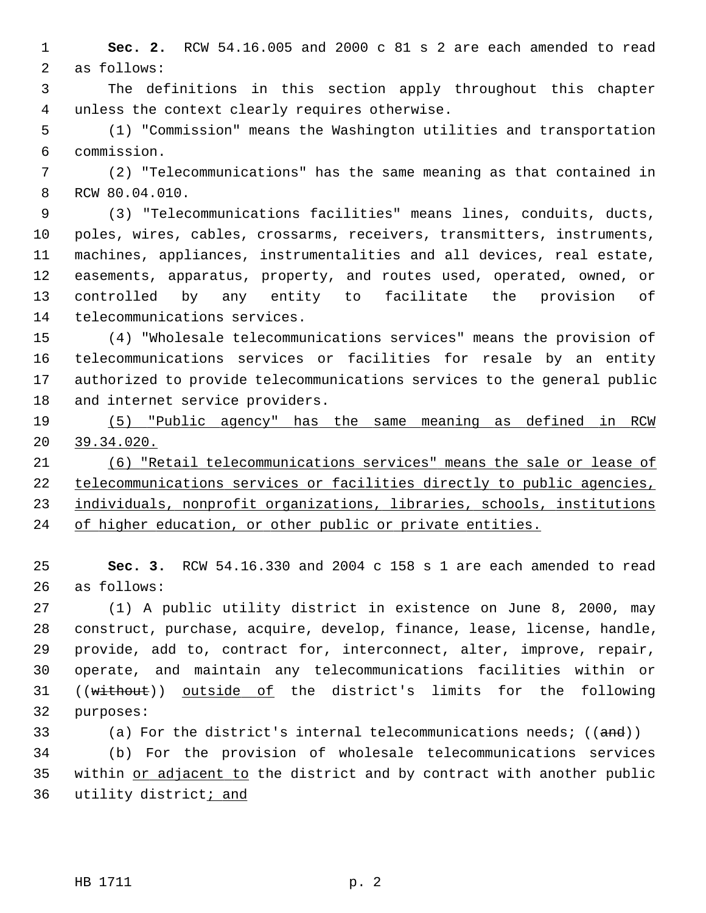**Sec. 2.** RCW 54.16.005 and 2000 c 81 s 2 are each amended to read as follows:

The definitions in this section apply throughout this chapter unless the context clearly requires otherwise.

(1) "Commission" means the Washington utilities and transportation commission.

(2) "Telecommunications" has the same meaning as that contained in RCW 80.04.010.

(3) "Telecommunications facilities" means lines, conduits, ducts, poles, wires, cables, crossarms, receivers, transmitters, instruments, machines, appliances, instrumentalities and all devices, real estate, easements, apparatus, property, and routes used, operated, owned, or controlled by any entity to facilitate the provision of telecommunications services.

(4) "Wholesale telecommunications services" means the provision of telecommunications services or facilities for resale by an entity authorized to provide telecommunications services to the general public and internet service providers.

<u>(5) "Public agency" has the same meaning as defined in RCW 39.34.020.</u>

<u>(6) "Retail telecommunications services" means the sale or lease of telecommunications services or facilities directly to public agencies, individuals, nonprofit organizations, libraries, schools, institutions of higher education, or other public or private entities.</u>

**Sec. 3.** RCW 54.16.330 and 2004 c 158 s 1 are each amended to read as follows:

(1) A public utility district in existence on June 8, 2000, may construct, purchase, acquire, develop, finance, lease, license, handle, provide, add to, contract for, interconnect, alter, improve, repair, operate, and maintain any telecommunications facilities within or ((~~without~~)) <u>outside of</u> the district's limits for the following purposes:

(a) For the district's internal telecommunications needs; ((~~and~~))

(b) For the provision of wholesale telecommunications services within <u>or adjacent to</u> the district and by contract with another public utility district<u>; and</u>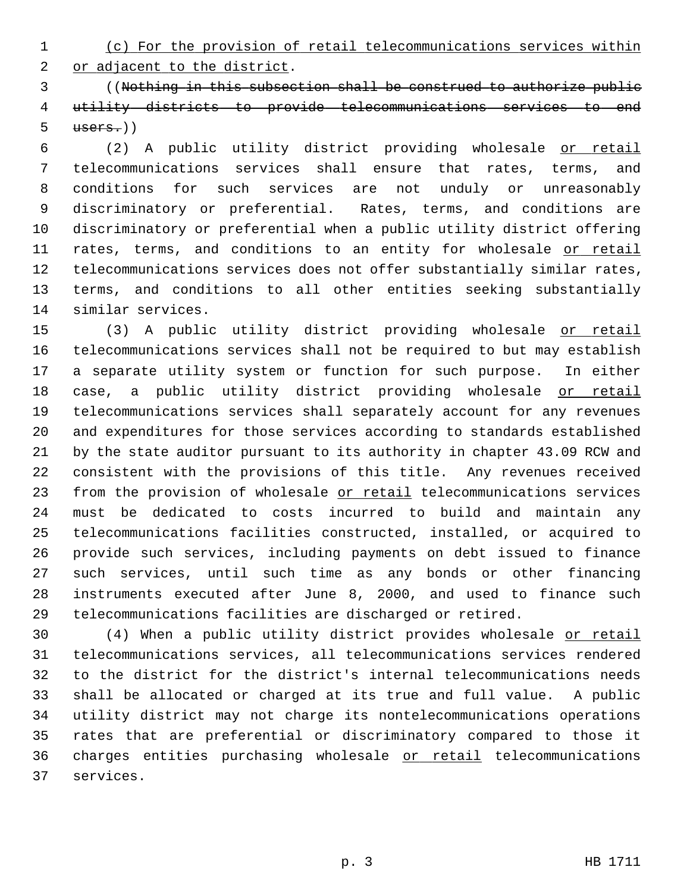(c) For the provision of retail telecommunications services within or adjacent to the district.

((~~Nothing in this subsection shall be construed to authorize public utility districts to provide telecommunications services to end users.~~))

(2) A public utility district providing wholesale or retail telecommunications services shall ensure that rates, terms, and conditions for such services are not unduly or unreasonably discriminatory or preferential. Rates, terms, and conditions are discriminatory or preferential when a public utility district offering rates, terms, and conditions to an entity for wholesale or retail telecommunications services does not offer substantially similar rates, terms, and conditions to all other entities seeking substantially similar services.

(3) A public utility district providing wholesale or retail telecommunications services shall not be required to but may establish a separate utility system or function for such purpose. In either case, a public utility district providing wholesale or retail telecommunications services shall separately account for any revenues and expenditures for those services according to standards established by the state auditor pursuant to its authority in chapter 43.09 RCW and consistent with the provisions of this title. Any revenues received from the provision of wholesale or retail telecommunications services must be dedicated to costs incurred to build and maintain any telecommunications facilities constructed, installed, or acquired to provide such services, including payments on debt issued to finance such services, until such time as any bonds or other financing instruments executed after June 8, 2000, and used to finance such telecommunications facilities are discharged or retired.

(4) When a public utility district provides wholesale or retail telecommunications services, all telecommunications services rendered to the district for the district's internal telecommunications needs shall be allocated or charged at its true and full value. A public utility district may not charge its nontelecommunications operations rates that are preferential or discriminatory compared to those it charges entities purchasing wholesale or retail telecommunications services.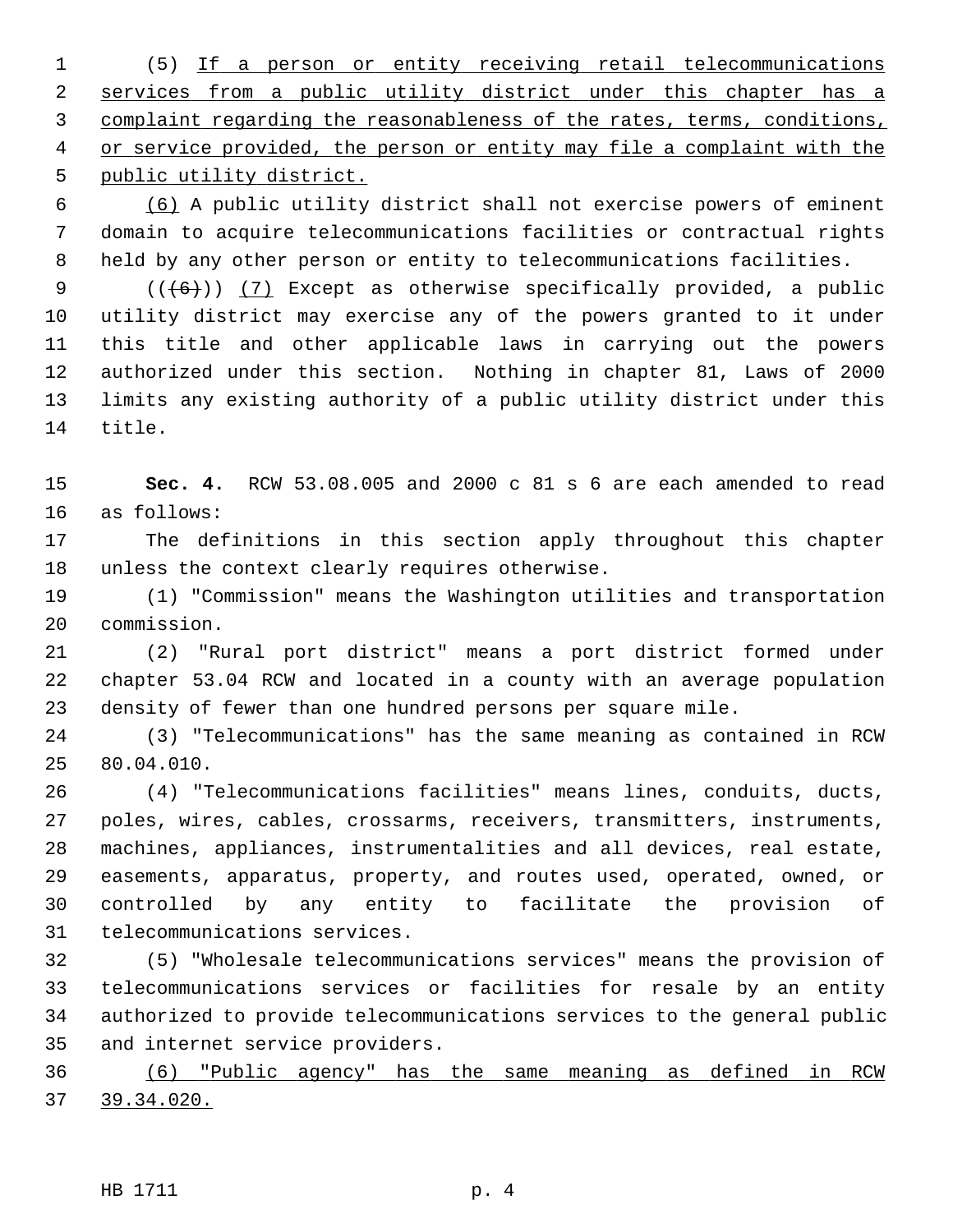(5) If a person or entity receiving retail telecommunications services from a public utility district under this chapter has a complaint regarding the reasonableness of the rates, terms, conditions, or service provided, the person or entity may file a complaint with the public utility district.

(6) A public utility district shall not exercise powers of eminent domain to acquire telecommunications facilities or contractual rights held by any other person or entity to telecommunications facilities.

(((6))) (7) Except as otherwise specifically provided, a public utility district may exercise any of the powers granted to it under this title and other applicable laws in carrying out the powers authorized under this section. Nothing in chapter 81, Laws of 2000 limits any existing authority of a public utility district under this title.

**Sec. 4.** RCW 53.08.005 and 2000 c 81 s 6 are each amended to read as follows:

The definitions in this section apply throughout this chapter unless the context clearly requires otherwise.

(1) "Commission" means the Washington utilities and transportation commission.

(2) "Rural port district" means a port district formed under chapter 53.04 RCW and located in a county with an average population density of fewer than one hundred persons per square mile.

(3) "Telecommunications" has the same meaning as contained in RCW 80.04.010.

(4) "Telecommunications facilities" means lines, conduits, ducts, poles, wires, cables, crossarms, receivers, transmitters, instruments, machines, appliances, instrumentalities and all devices, real estate, easements, apparatus, property, and routes used, operated, owned, or controlled by any entity to facilitate the provision of telecommunications services.

(5) "Wholesale telecommunications services" means the provision of telecommunications services or facilities for resale by an entity authorized to provide telecommunications services to the general public and internet service providers.

(6) "Public agency" has the same meaning as defined in RCW 39.34.020.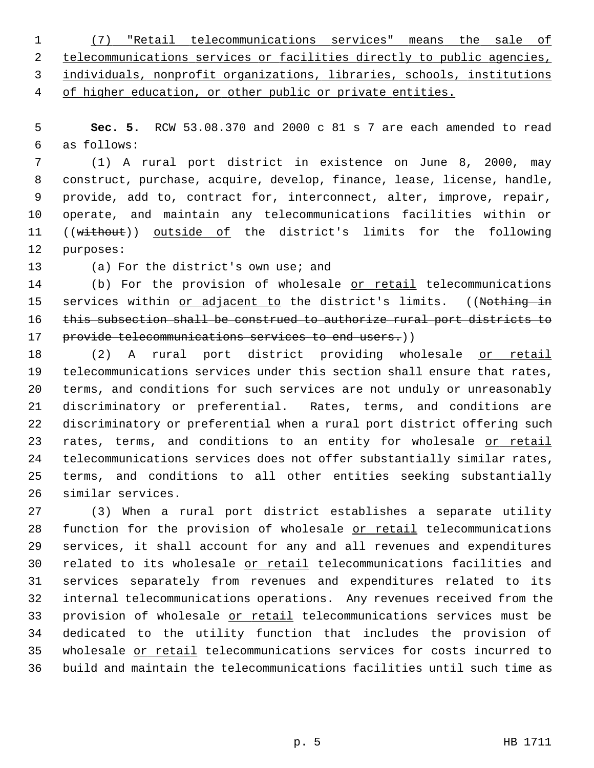<u>(7) "Retail telecommunications services" means the sale of telecommunications services or facilities directly to public agencies, individuals, nonprofit organizations, libraries, schools, institutions of higher education, or other public or private entities.</u>

**Sec. 5.** RCW 53.08.370 and 2000 c 81 s 7 are each amended to read as follows:

(1) A rural port district in existence on June 8, 2000, may construct, purchase, acquire, develop, finance, lease, license, handle, provide, add to, contract for, interconnect, alter, improve, repair, operate, and maintain any telecommunications facilities within or ((~~without~~)) <u>outside of</u> the district's limits for the following purposes:

(a) For the district's own use; and

(b) For the provision of wholesale <u>or retail</u> telecommunications services within <u>or adjacent to</u> the district's limits. ((~~Nothing in this subsection shall be construed to authorize rural port districts to provide telecommunications services to end users.~~))

(2) A rural port district providing wholesale <u>or retail</u> telecommunications services under this section shall ensure that rates, terms, and conditions for such services are not unduly or unreasonably discriminatory or preferential. Rates, terms, and conditions are discriminatory or preferential when a rural port district offering such rates, terms, and conditions to an entity for wholesale <u>or retail</u> telecommunications services does not offer substantially similar rates, terms, and conditions to all other entities seeking substantially similar services.

(3) When a rural port district establishes a separate utility function for the provision of wholesale <u>or retail</u> telecommunications services, it shall account for any and all revenues and expenditures related to its wholesale <u>or retail</u> telecommunications facilities and services separately from revenues and expenditures related to its internal telecommunications operations. Any revenues received from the provision of wholesale <u>or retail</u> telecommunications services must be dedicated to the utility function that includes the provision of wholesale <u>or retail</u> telecommunications services for costs incurred to build and maintain the telecommunications facilities until such time as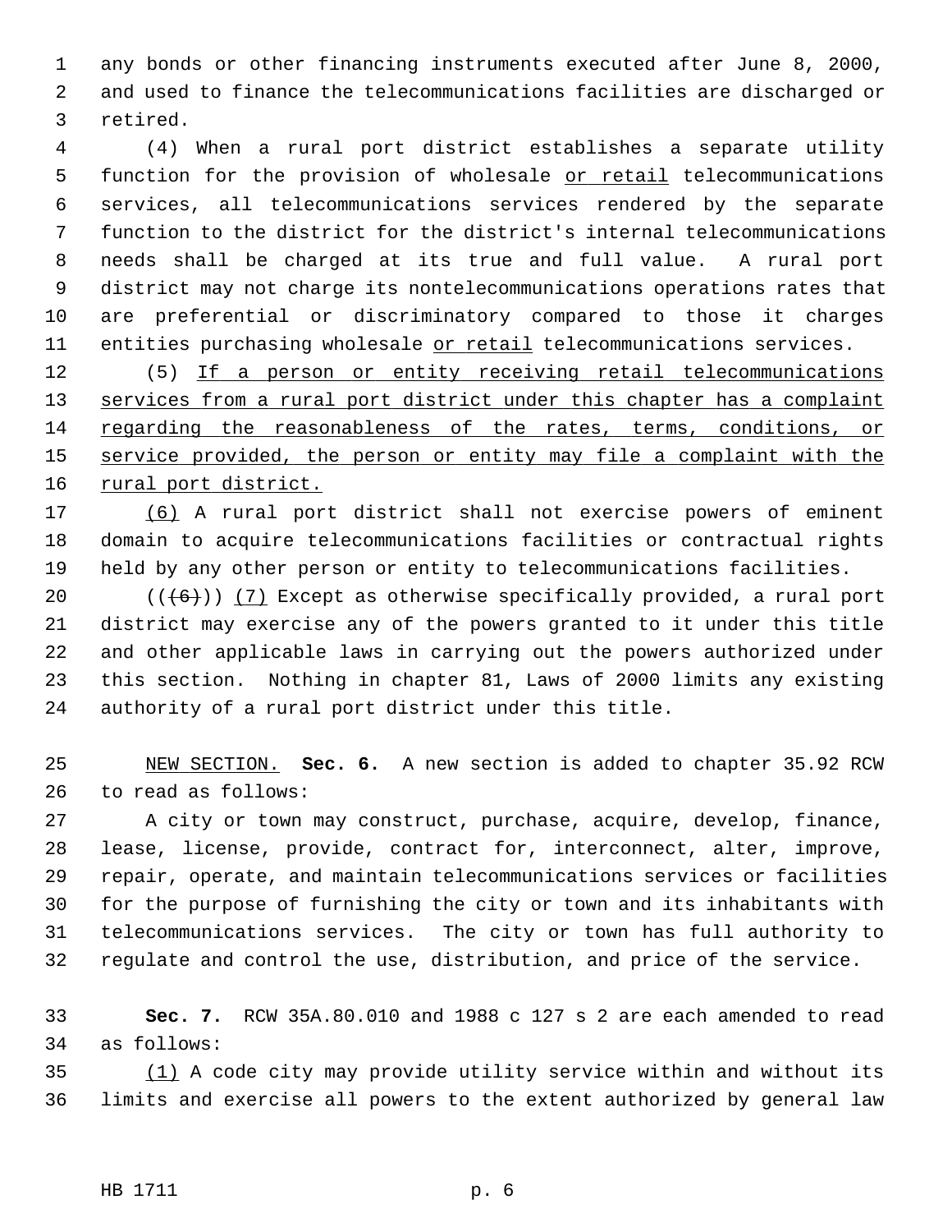any bonds or other financing instruments executed after June 8, 2000, and used to finance the telecommunications facilities are discharged or retired.

(4) When a rural port district establishes a separate utility function for the provision of wholesale <u>or retail</u> telecommunications services, all telecommunications services rendered by the separate function to the district for the district's internal telecommunications needs shall be charged at its true and full value. A rural port district may not charge its nontelecommunications operations rates that are preferential or discriminatory compared to those it charges entities purchasing wholesale <u>or retail</u> telecommunications services.

(5) <u>If a person or entity receiving retail telecommunications services from a rural port district under this chapter has a complaint regarding the reasonableness of the rates, terms, conditions, or service provided, the person or entity may file a complaint with the rural port district.</u>

<u>(6)</u> A rural port district shall not exercise powers of eminent domain to acquire telecommunications facilities or contractual rights held by any other person or entity to telecommunications facilities.

((~~(6)~~)) <u>(7)</u> Except as otherwise specifically provided, a rural port district may exercise any of the powers granted to it under this title and other applicable laws in carrying out the powers authorized under this section. Nothing in chapter 81, Laws of 2000 limits any existing authority of a rural port district under this title.

<u>NEW SECTION.</u> **Sec. 6.** A new section is added to chapter 35.92 RCW to read as follows:

A city or town may construct, purchase, acquire, develop, finance, lease, license, provide, contract for, interconnect, alter, improve, repair, operate, and maintain telecommunications services or facilities for the purpose of furnishing the city or town and its inhabitants with telecommunications services. The city or town has full authority to regulate and control the use, distribution, and price of the service.

**Sec. 7.** RCW 35A.80.010 and 1988 c 127 s 2 are each amended to read as follows:

<u>(1)</u> A code city may provide utility service within and without its limits and exercise all powers to the extent authorized by general law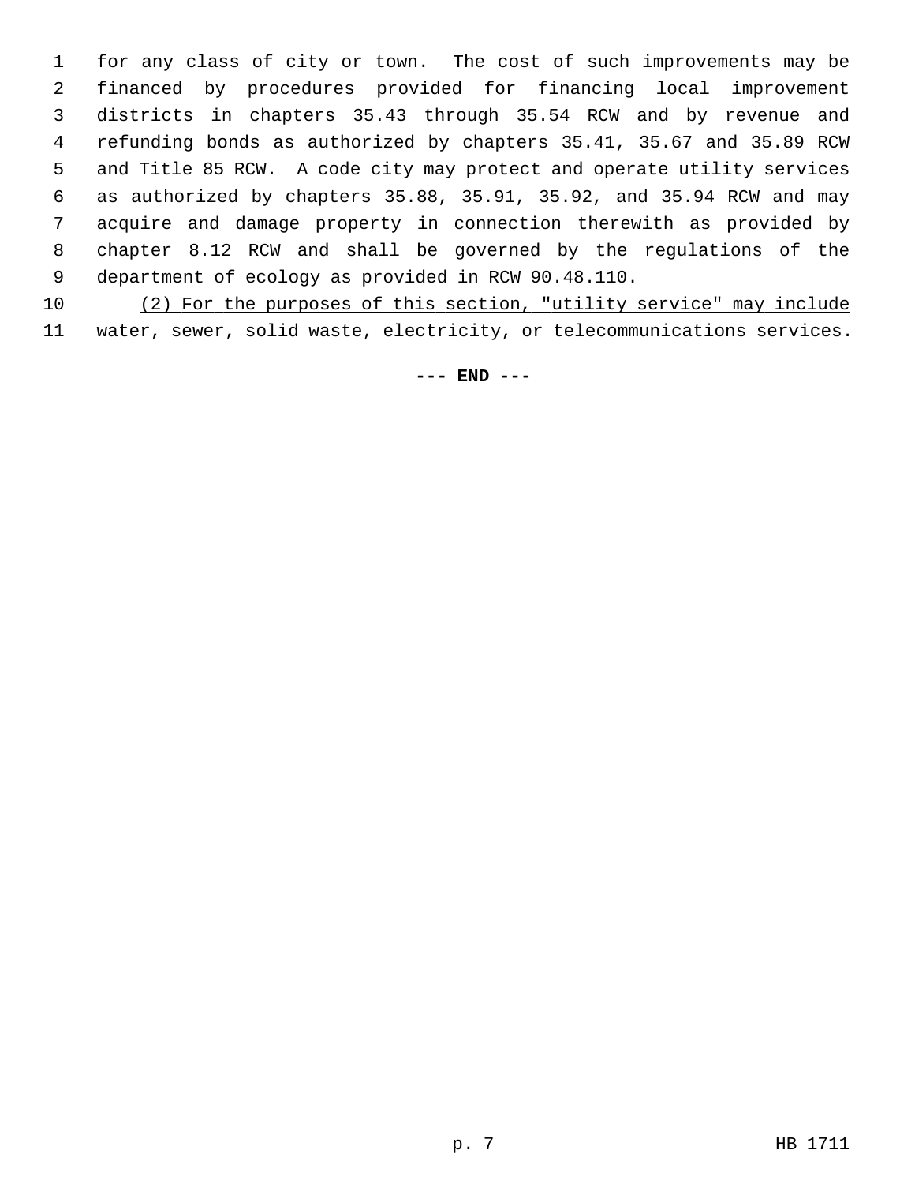for any class of city or town. The cost of such improvements may be financed by procedures provided for financing local improvement districts in chapters 35.43 through 35.54 RCW and by revenue and refunding bonds as authorized by chapters 35.41, 35.67 and 35.89 RCW and Title 85 RCW. A code city may protect and operate utility services as authorized by chapters 35.88, 35.91, 35.92, and 35.94 RCW and may acquire and damage property in connection therewith as provided by chapter 8.12 RCW and shall be governed by the regulations of the department of ecology as provided in RCW 90.48.110.

<u>(2) For the purposes of this section, "utility service" may include water, sewer, solid waste, electricity, or telecommunications services.</u>

**--- END ---**